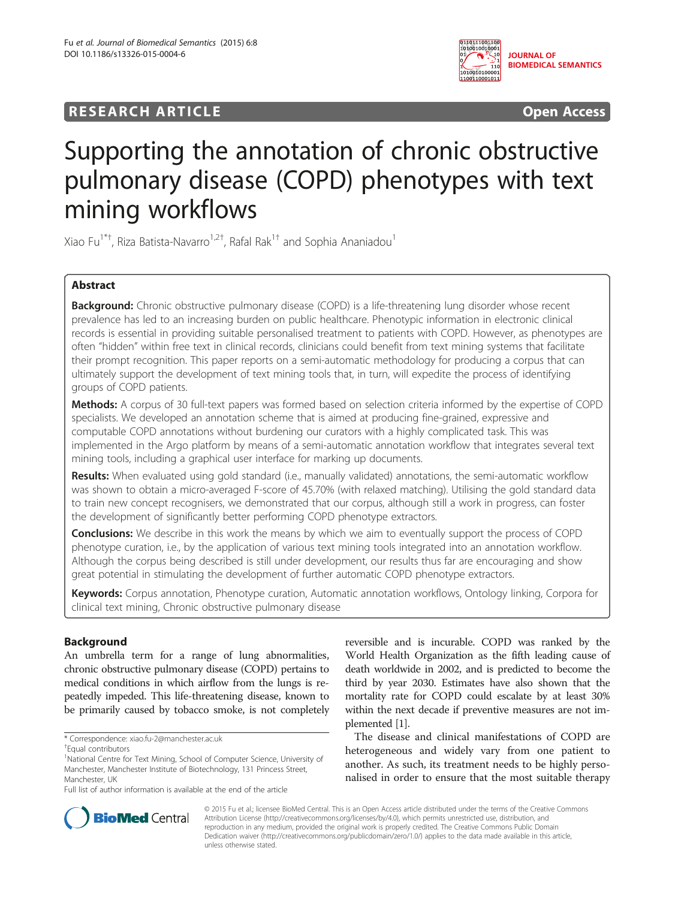RESEARCH ARTICLE Open Access

# Supporting the annotation of chronic obstructive pulmonary disease (COPD) phenotypes with text mining workflows

Xiao Fu[1*†], Riza Batista-Navarro[1,2†], Rafal Rak[1†] and Sophia Ananiadou[1]

## Abstract

**Background:** Chronic obstructive pulmonary disease (COPD) is a life-threatening lung disorder whose recent prevalence has led to an increasing burden on public healthcare. Phenotypic information in electronic clinical records is essential in providing suitable personalised treatment to patients with COPD. However, as phenotypes are often "hidden" within free text in clinical records, clinicians could benefit from text mining systems that facilitate their prompt recognition. This paper reports on a semi-automatic methodology for producing a corpus that can ultimately support the development of text mining tools that, in turn, will expedite the process of identifying groups of COPD patients.

**Methods:** A corpus of 30 full-text papers was formed based on selection criteria informed by the expertise of COPD specialists. We developed an annotation scheme that is aimed at producing fine-grained, expressive and computable COPD annotations without burdening our curators with a highly complicated task. This was implemented in the Argo platform by means of a semi-automatic annotation workflow that integrates several text mining tools, including a graphical user interface for marking up documents.

**Results:** When evaluated using gold standard (i.e., manually validated) annotations, the semi-automatic workflow was shown to obtain a micro-averaged F-score of 45.70% (with relaxed matching). Utilising the gold standard data to train new concept recognisers, we demonstrated that our corpus, although still a work in progress, can foster the development of significantly better performing COPD phenotype extractors.

**Conclusions:** We describe in this work the means by which we aim to eventually support the process of COPD phenotype curation, i.e., by the application of various text mining tools integrated into an annotation workflow. Although the corpus being described is still under development, our results thus far are encouraging and show great potential in stimulating the development of further automatic COPD phenotype extractors.

**Keywords:** Corpus annotation, Phenotype curation, Automatic annotation workflows, Ontology linking, Corpora for clinical text mining, Chronic obstructive pulmonary disease

## Background

An umbrella term for a range of lung abnormalities, chronic obstructive pulmonary disease (COPD) pertains to medical conditions in which airflow from the lungs is repeatedly impeded. This life-threatening disease, known to be primarily caused by tobacco smoke, is not completely reversible and is incurable. COPD was ranked by the World Health Organization as the fifth leading cause of death worldwide in 2002, and is predicted to become the third by year 2030. Estimates have also shown that the mortality rate for COPD could escalate by at least 30% within the next decade if preventive measures are not implemented [1].

The disease and clinical manifestations of COPD are heterogeneous and widely vary from one patient to another. As such, its treatment needs to be highly personalised in order to ensure that the most suitable therapy

\* Correspondence: xiao.fu-2@manchester.ac.uk

†Equal contributors

[1]National Centre for Text Mining, School of Computer Science, University of Manchester, Manchester Institute of Biotechnology, 131 Princess Street, Manchester, UK

Full list of author information is available at the end of the article

© 2015 Fu et al.; licensee BioMed Central. This is an Open Access article distributed under the terms of the Creative Commons Attribution License (http://creativecommons.org/licenses/by/4.0), which permits unrestricted use, distribution, and reproduction in any medium, provided the original work is properly credited. The Creative Commons Public Domain Dedication waiver (http://creativecommons.org/publicdomain/zero/1.0/) applies to the data made available in this article, unless otherwise stated.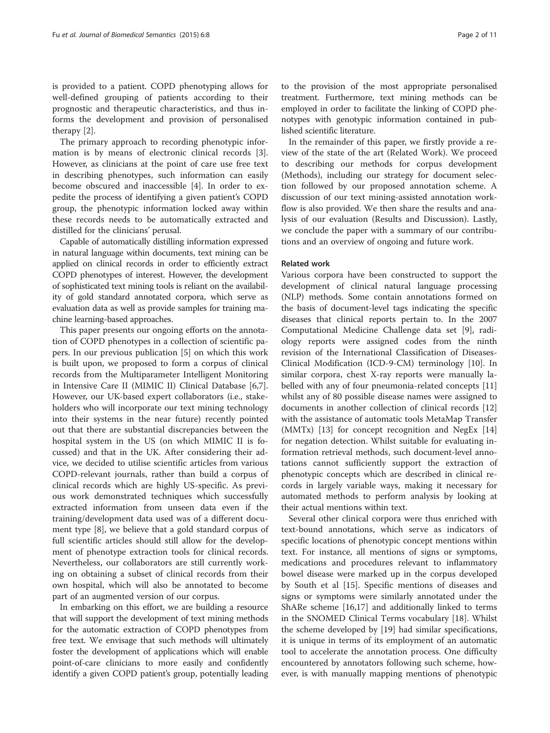is provided to a patient. COPD phenotyping allows for well-defined grouping of patients according to their prognostic and therapeutic characteristics, and thus informs the development and provision of personalised therapy [2].

The primary approach to recording phenotypic information is by means of electronic clinical records [3]. However, as clinicians at the point of care use free text in describing phenotypes, such information can easily become obscured and inaccessible [4]. In order to expedite the process of identifying a given patient's COPD group, the phenotypic information locked away within these records needs to be automatically extracted and distilled for the clinicians' perusal.

Capable of automatically distilling information expressed in natural language within documents, text mining can be applied on clinical records in order to efficiently extract COPD phenotypes of interest. However, the development of sophisticated text mining tools is reliant on the availability of gold standard annotated corpora, which serve as evaluation data as well as provide samples for training machine learning-based approaches.

This paper presents our ongoing efforts on the annotation of COPD phenotypes in a collection of scientific papers. In our previous publication [5] on which this work is built upon, we proposed to form a corpus of clinical records from the Multiparameter Intelligent Monitoring in Intensive Care II (MIMIC II) Clinical Database [6,7]. However, our UK-based expert collaborators (i.e., stakeholders who will incorporate our text mining technology into their systems in the near future) recently pointed out that there are substantial discrepancies between the hospital system in the US (on which MIMIC II is focussed) and that in the UK. After considering their advice, we decided to utilise scientific articles from various COPD-relevant journals, rather than build a corpus of clinical records which are highly US-specific. As previous work demonstrated techniques which successfully extracted information from unseen data even if the training/development data used was of a different document type [8], we believe that a gold standard corpus of full scientific articles should still allow for the development of phenotype extraction tools for clinical records. Nevertheless, our collaborators are still currently working on obtaining a subset of clinical records from their own hospital, which will also be annotated to become part of an augmented version of our corpus.

In embarking on this effort, we are building a resource that will support the development of text mining methods for the automatic extraction of COPD phenotypes from free text. We envisage that such methods will ultimately foster the development of applications which will enable point-of-care clinicians to more easily and confidently identify a given COPD patient's group, potentially leading to the provision of the most appropriate personalised treatment. Furthermore, text mining methods can be employed in order to facilitate the linking of COPD phenotypes with genotypic information contained in published scientific literature.

In the remainder of this paper, we firstly provide a review of the state of the art (Related Work). We proceed to describing our methods for corpus development (Methods), including our strategy for document selection followed by our proposed annotation scheme. A discussion of our text mining-assisted annotation workflow is also provided. We then share the results and analysis of our evaluation (Results and Discussion). Lastly, we conclude the paper with a summary of our contributions and an overview of ongoing and future work.

### Related work

Various corpora have been constructed to support the development of clinical natural language processing (NLP) methods. Some contain annotations formed on the basis of document-level tags indicating the specific diseases that clinical reports pertain to. In the 2007 Computational Medicine Challenge data set [9], radiology reports were assigned codes from the ninth revision of the International Classification of Diseases-Clinical Modification (ICD-9-CM) terminology [10]. In similar corpora, chest X-ray reports were manually labelled with any of four pneumonia-related concepts [11] whilst any of 80 possible disease names were assigned to documents in another collection of clinical records [12] with the assistance of automatic tools MetaMap Transfer (MMTx) [13] for concept recognition and NegEx [14] for negation detection. Whilst suitable for evaluating information retrieval methods, such document-level annotations cannot sufficiently support the extraction of phenotypic concepts which are described in clinical records in largely variable ways, making it necessary for automated methods to perform analysis by looking at their actual mentions within text.

Several other clinical corpora were thus enriched with text-bound annotations, which serve as indicators of specific locations of phenotypic concept mentions within text. For instance, all mentions of signs or symptoms, medications and procedures relevant to inflammatory bowel disease were marked up in the corpus developed by South et al [15]. Specific mentions of diseases and signs or symptoms were similarly annotated under the ShARe scheme [16,17] and additionally linked to terms in the SNOMED Clinical Terms vocabulary [18]. Whilst the scheme developed by [19] had similar specifications, it is unique in terms of its employment of an automatic tool to accelerate the annotation process. One difficulty encountered by annotators following such scheme, however, is with manually mapping mentions of phenotypic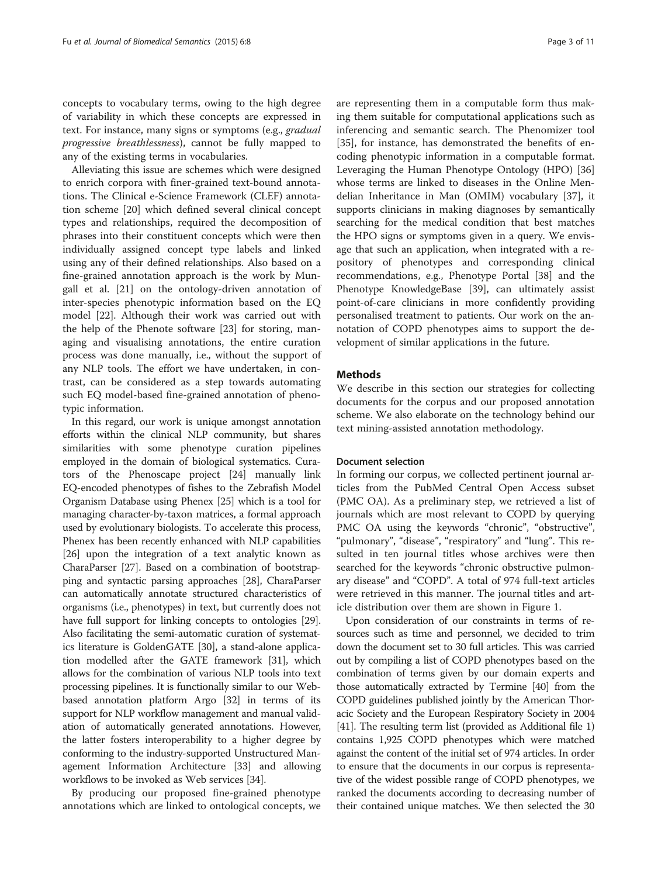concepts to vocabulary terms, owing to the high degree of variability in which these concepts are expressed in text. For instance, many signs or symptoms (e.g., *gradual progressive breathlessness*), cannot be fully mapped to any of the existing terms in vocabularies.

Alleviating this issue are schemes which were designed to enrich corpora with finer-grained text-bound annotations. The Clinical e-Science Framework (CLEF) annotation scheme [20] which defined several clinical concept types and relationships, required the decomposition of phrases into their constituent concepts which were then individually assigned concept type labels and linked using any of their defined relationships. Also based on a fine-grained annotation approach is the work by Mungall et al. [21] on the ontology-driven annotation of inter-species phenotypic information based on the EQ model [22]. Although their work was carried out with the help of the Phenote software [23] for storing, managing and visualising annotations, the entire curation process was done manually, i.e., without the support of any NLP tools. The effort we have undertaken, in contrast, can be considered as a step towards automating such EQ model-based fine-grained annotation of phenotypic information.

In this regard, our work is unique amongst annotation efforts within the clinical NLP community, but shares similarities with some phenotype curation pipelines employed in the domain of biological systematics. Curators of the Phenoscape project [24] manually link EQ-encoded phenotypes of fishes to the Zebrafish Model Organism Database using Phenex [25] which is a tool for managing character-by-taxon matrices, a formal approach used by evolutionary biologists. To accelerate this process, Phenex has been recently enhanced with NLP capabilities [26] upon the integration of a text analytic known as CharaParser [27]. Based on a combination of bootstrapping and syntactic parsing approaches [28], CharaParser can automatically annotate structured characteristics of organisms (i.e., phenotypes) in text, but currently does not have full support for linking concepts to ontologies [29]. Also facilitating the semi-automatic curation of systematics literature is GoldenGATE [30], a stand-alone application modelled after the GATE framework [31], which allows for the combination of various NLP tools into text processing pipelines. It is functionally similar to our Web-based annotation platform Argo [32] in terms of its support for NLP workflow management and manual validation of automatically generated annotations. However, the latter fosters interoperability to a higher degree by conforming to the industry-supported Unstructured Management Information Architecture [33] and allowing workflows to be invoked as Web services [34].

By producing our proposed fine-grained phenotype annotations which are linked to ontological concepts, we are representing them in a computable form thus making them suitable for computational applications such as inferencing and semantic search. The Phenomizer tool [35], for instance, has demonstrated the benefits of encoding phenotypic information in a computable format. Leveraging the Human Phenotype Ontology (HPO) [36] whose terms are linked to diseases in the Online Mendelian Inheritance in Man (OMIM) vocabulary [37], it supports clinicians in making diagnoses by semantically searching for the medical condition that best matches the HPO signs or symptoms given in a query. We envisage that such an application, when integrated with a repository of phenotypes and corresponding clinical recommendations, e.g., Phenotype Portal [38] and the Phenotype KnowledgeBase [39], can ultimately assist point-of-care clinicians in more confidently providing personalised treatment to patients. Our work on the annotation of COPD phenotypes aims to support the development of similar applications in the future.

## Methods

We describe in this section our strategies for collecting documents for the corpus and our proposed annotation scheme. We also elaborate on the technology behind our text mining-assisted annotation methodology.

### Document selection

In forming our corpus, we collected pertinent journal articles from the PubMed Central Open Access subset (PMC OA). As a preliminary step, we retrieved a list of journals which are most relevant to COPD by querying PMC OA using the keywords "chronic", "obstructive", "pulmonary", "disease", "respiratory" and "lung". This resulted in ten journal titles whose archives were then searched for the keywords "chronic obstructive pulmonary disease" and "COPD". A total of 974 full-text articles were retrieved in this manner. The journal titles and article distribution over them are shown in Figure 1.

Upon consideration of our constraints in terms of resources such as time and personnel, we decided to trim down the document set to 30 full articles. This was carried out by compiling a list of COPD phenotypes based on the combination of terms given by our domain experts and those automatically extracted by Termine [40] from the COPD guidelines published jointly by the American Thoracic Society and the European Respiratory Society in 2004 [41]. The resulting term list (provided as Additional file 1) contains 1,925 COPD phenotypes which were matched against the content of the initial set of 974 articles. In order to ensure that the documents in our corpus is representative of the widest possible range of COPD phenotypes, we ranked the documents according to decreasing number of their contained unique matches. We then selected the 30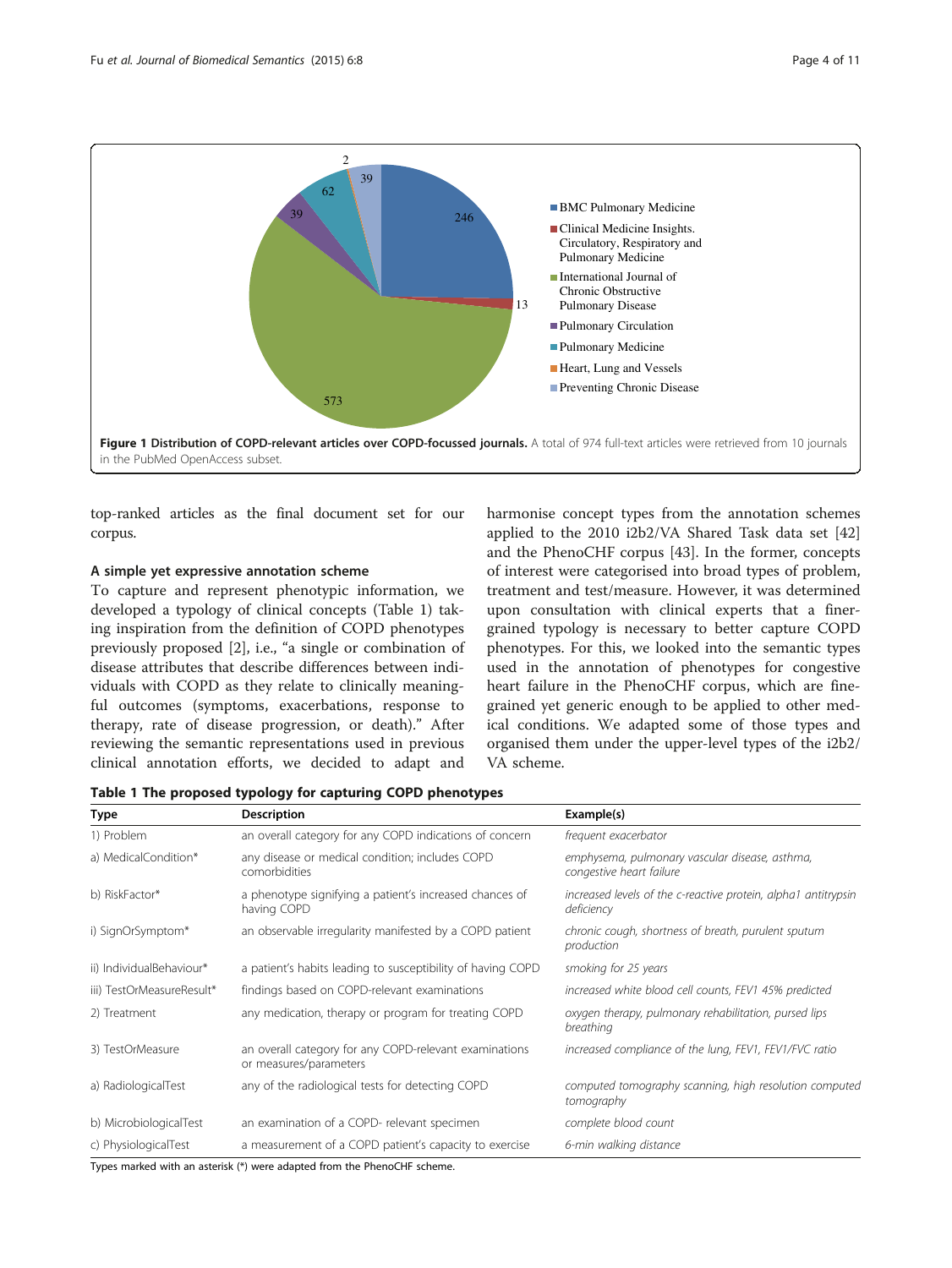Figure 1 Distribution of COPD-relevant articles over COPD-focussed journals. A total of 974 full-text articles were retrieved from 10 journals in the PubMed OpenAccess subset.

top-ranked articles as the final document set for our corpus.

### A simple yet expressive annotation scheme

To capture and represent phenotypic information, we developed a typology of clinical concepts (Table 1) taking inspiration from the definition of COPD phenotypes previously proposed [2], i.e., "a single or combination of disease attributes that describe differences between individuals with COPD as they relate to clinically meaningful outcomes (symptoms, exacerbations, response to therapy, rate of disease progression, or death)." After reviewing the semantic representations used in previous clinical annotation efforts, we decided to adapt and harmonise concept types from the annotation schemes applied to the 2010 i2b2/VA Shared Task data set [42] and the PhenoCHF corpus [43]. In the former, concepts of interest were categorised into broad types of problem, treatment and test/measure. However, it was determined upon consultation with clinical experts that a finer-grained typology is necessary to better capture COPD phenotypes. For this, we looked into the semantic types used in the annotation of phenotypes for congestive heart failure in the PhenoCHF corpus, which are fine-grained yet generic enough to be applied to other medical conditions. We adapted some of those types and organised them under the upper-level types of the i2b2/VA scheme.

**Table 1 The proposed typology for capturing COPD phenotypes**

| Type | Description | Example(s) |
|---|---|---|
| 1) Problem | an overall category for any COPD indications of concern | *frequent exacerbator* |
| a) MedicalCondition* | any disease or medical condition; includes COPD comorbidities | *emphysema, pulmonary vascular disease, asthma, congestive heart failure* |
| b) RiskFactor* | a phenotype signifying a patient's increased chances of having COPD | *increased levels of the c-reactive protein, alpha1 antitrypsin deficiency* |
| i) SignOrSymptom* | an observable irregularity manifested by a COPD patient | *chronic cough, shortness of breath, purulent sputum production* |
| ii) IndividualBehaviour* | a patient's habits leading to susceptibility of having COPD | *smoking for 25 years* |
| iii) TestOrMeasureResult* | findings based on COPD-relevant examinations | *increased white blood cell counts, FEV1 45% predicted* |
| 2) Treatment | any medication, therapy or program for treating COPD | *oxygen therapy, pulmonary rehabilitation, pursed lips breathing* |
| 3) TestOrMeasure | an overall category for any COPD-relevant examinations or measures/parameters | *increased compliance of the lung, FEV1, FEV1/FVC ratio* |
| a) RadiologicalTest | any of the radiological tests for detecting COPD | *computed tomography scanning, high resolution computed tomography* |
| b) MicrobiologicalTest | an examination of a COPD- relevant specimen | *complete blood count* |
| c) PhysiologicalTest | a measurement of a COPD patient's capacity to exercise | *6-min walking distance* |

Types marked with an asterisk (*) were adapted from the PhenoCHF scheme.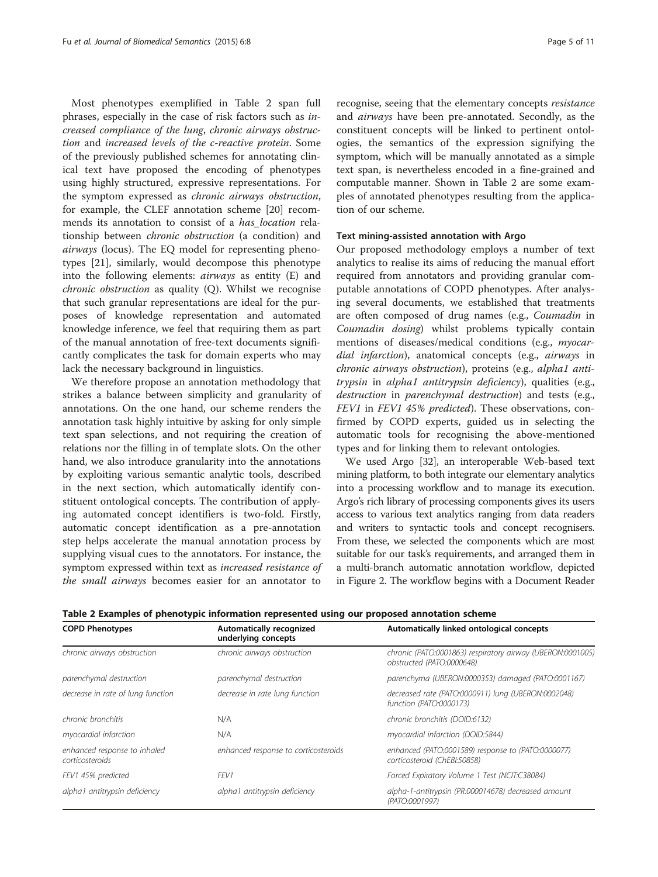Most phenotypes exemplified in Table 2 span full phrases, especially in the case of risk factors such as *increased compliance of the lung*, *chronic airways obstruction* and *increased levels of the c-reactive protein*. Some of the previously published schemes for annotating clinical text have proposed the encoding of phenotypes using highly structured, expressive representations. For the symptom expressed as *chronic airways obstruction*, for example, the CLEF annotation scheme [20] recommends its annotation to consist of a *has_location* relationship between *chronic obstruction* (a condition) and *airways* (locus). The EQ model for representing phenotypes [21], similarly, would decompose this phenotype into the following elements: *airways* as entity (E) and *chronic obstruction* as quality (Q). Whilst we recognise that such granular representations are ideal for the purposes of knowledge representation and automated knowledge inference, we feel that requiring them as part of the manual annotation of free-text documents significantly complicates the task for domain experts who may lack the necessary background in linguistics.

We therefore propose an annotation methodology that strikes a balance between simplicity and granularity of annotations. On the one hand, our scheme renders the annotation task highly intuitive by asking for only simple text span selections, and not requiring the creation of relations nor the filling in of template slots. On the other hand, we also introduce granularity into the annotations by exploiting various semantic analytic tools, described in the next section, which automatically identify constituent ontological concepts. The contribution of applying automated concept identifiers is two-fold. Firstly, automatic concept identification as a pre-annotation step helps accelerate the manual annotation process by supplying visual cues to the annotators. For instance, the symptom expressed within text as *increased resistance of the small airways* becomes easier for an annotator to recognise, seeing that the elementary concepts *resistance* and *airways* have been pre-annotated. Secondly, as the constituent concepts will be linked to pertinent ontologies, the semantics of the expression signifying the symptom, which will be manually annotated as a simple text span, is nevertheless encoded in a fine-grained and computable manner. Shown in Table 2 are some examples of annotated phenotypes resulting from the application of our scheme.

### Text mining-assisted annotation with Argo

Our proposed methodology employs a number of text analytics to realise its aims of reducing the manual effort required from annotators and providing granular computable annotations of COPD phenotypes. After analysing several documents, we established that treatments are often composed of drug names (e.g., *Coumadin* in *Coumadin dosing*) whilst problems typically contain mentions of diseases/medical conditions (e.g., *myocardial infarction*), anatomical concepts (e.g., *airways* in *chronic airways obstruction*), proteins (e.g., *alpha1 antitrypsin* in *alpha1 antitrypsin deficiency*), qualities (e.g., *destruction* in *parenchymal destruction*) and tests (e.g., *FEV1* in *FEV1 45% predicted*). These observations, confirmed by COPD experts, guided us in selecting the automatic tools for recognising the above-mentioned types and for linking them to relevant ontologies.

We used Argo [32], an interoperable Web-based text mining platform, to both integrate our elementary analytics into a processing workflow and to manage its execution. Argo's rich library of processing components gives its users access to various text analytics ranging from data readers and writers to syntactic tools and concept recognisers. From these, we selected the components which are most suitable for our task's requirements, and arranged them in a multi-branch automatic annotation workflow, depicted in Figure 2. The workflow begins with a Document Reader

**Table 2 Examples of phenotypic information represented using our proposed annotation scheme**

| COPD Phenotypes | Automatically recognized underlying concepts | Automatically linked ontological concepts |
|---|---|---|
| *chronic airways obstruction* | *chronic airways obstruction* | *chronic (PATO:0001863) respiratory airway (UBERON:0001005) obstructed (PATO:0000648)* |
| *parenchymal destruction* | *parenchymal destruction* | *parenchyma (UBERON:0000353) damaged (PATO:0001167)* |
| *decrease in rate of lung function* | *decrease in rate lung function* | *decreased rate (PATO:0000911) lung (UBERON:0002048) function (PATO:0000173)* |
| *chronic bronchitis* | N/A | *chronic bronchitis (DOID:6132)* |
| *myocardial infarction* | N/A | *myocardial infarction (DOID:5844)* |
| *enhanced response to inhaled corticosteroids* | *enhanced response to corticosteroids* | *enhanced (PATO:0001589) response to (PATO:0000077) corticosteroid (ChEBI:50858)* |
| *FEV1 45% predicted* | *FEV1* | *Forced Expiratory Volume 1 Test (NCIT:C38084)* |
| *alpha1 antitrypsin deficiency* | *alpha1 antitrypsin deficiency* | *alpha-1-antitrypsin (PR:000014678) decreased amount (PATO:0001997)* |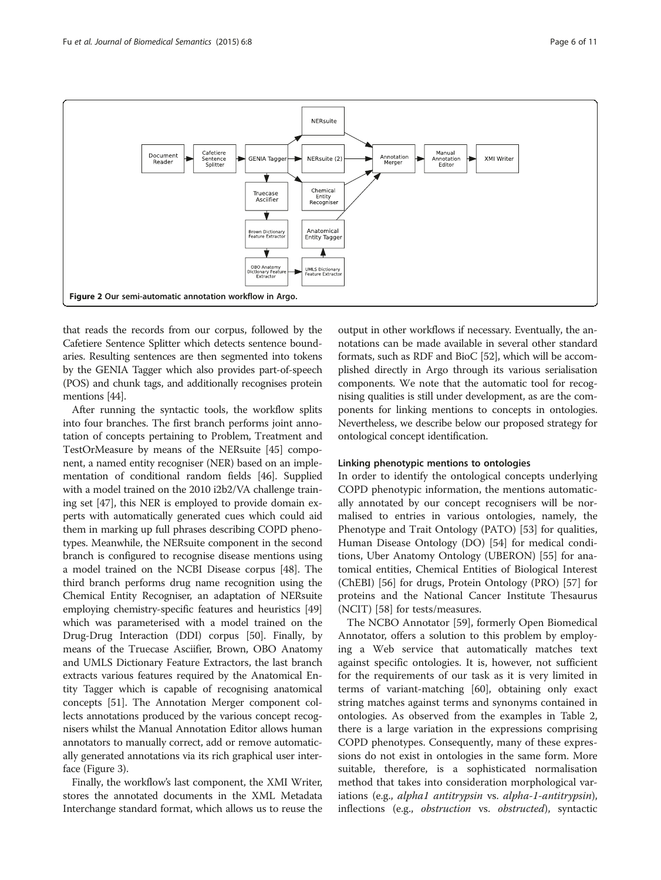Figure 2 Our semi-automatic annotation workflow in Argo.

that reads the records from our corpus, followed by the Cafetiere Sentence Splitter which detects sentence boundaries. Resulting sentences are then segmented into tokens by the GENIA Tagger which also provides part-of-speech (POS) and chunk tags, and additionally recognises protein mentions [44].

After running the syntactic tools, the workflow splits into four branches. The first branch performs joint annotation of concepts pertaining to Problem, Treatment and TestOrMeasure by means of the NERsuite [45] component, a named entity recogniser (NER) based on an implementation of conditional random fields [46]. Supplied with a model trained on the 2010 i2b2/VA challenge training set [47], this NER is employed to provide domain experts with automatically generated cues which could aid them in marking up full phrases describing COPD phenotypes. Meanwhile, the NERsuite component in the second branch is configured to recognise disease mentions using a model trained on the NCBI Disease corpus [48]. The third branch performs drug name recognition using the Chemical Entity Recogniser, an adaptation of NERsuite employing chemistry-specific features and heuristics [49] which was parameterised with a model trained on the Drug-Drug Interaction (DDI) corpus [50]. Finally, by means of the Truecase Asciifier, Brown, OBO Anatomy and UMLS Dictionary Feature Extractors, the last branch extracts various features required by the Anatomical Entity Tagger which is capable of recognising anatomical concepts [51]. The Annotation Merger component collects annotations produced by the various concept recognisers whilst the Manual Annotation Editor allows human annotators to manually correct, add or remove automatically generated annotations via its rich graphical user interface (Figure 3).

Finally, the workflow's last component, the XMI Writer, stores the annotated documents in the XML Metadata Interchange standard format, which allows us to reuse the output in other workflows if necessary. Eventually, the annotations can be made available in several other standard formats, such as RDF and BioC [52], which will be accomplished directly in Argo through its various serialisation components. We note that the automatic tool for recognising qualities is still under development, as are the components for linking mentions to concepts in ontologies. Nevertheless, we describe below our proposed strategy for ontological concept identification.

### Linking phenotypic mentions to ontologies

In order to identify the ontological concepts underlying COPD phenotypic information, the mentions automatically annotated by our concept recognisers will be normalised to entries in various ontologies, namely, the Phenotype and Trait Ontology (PATO) [53] for qualities, Human Disease Ontology (DO) [54] for medical conditions, Uber Anatomy Ontology (UBERON) [55] for anatomical entities, Chemical Entities of Biological Interest (ChEBI) [56] for drugs, Protein Ontology (PRO) [57] for proteins and the National Cancer Institute Thesaurus (NCIT) [58] for tests/measures.

The NCBO Annotator [59], formerly Open Biomedical Annotator, offers a solution to this problem by employing a Web service that automatically matches text against specific ontologies. It is, however, not sufficient for the requirements of our task as it is very limited in terms of variant-matching [60], obtaining only exact string matches against terms and synonyms contained in ontologies. As observed from the examples in Table 2, there is a large variation in the expressions comprising COPD phenotypes. Consequently, many of these expressions do not exist in ontologies in the same form. More suitable, therefore, is a sophisticated normalisation method that takes into consideration morphological variations (e.g., *alpha1 antitrypsin* vs. *alpha-1-antitrypsin*), inflections (e.g., *obstruction* vs. *obstructed*), syntactic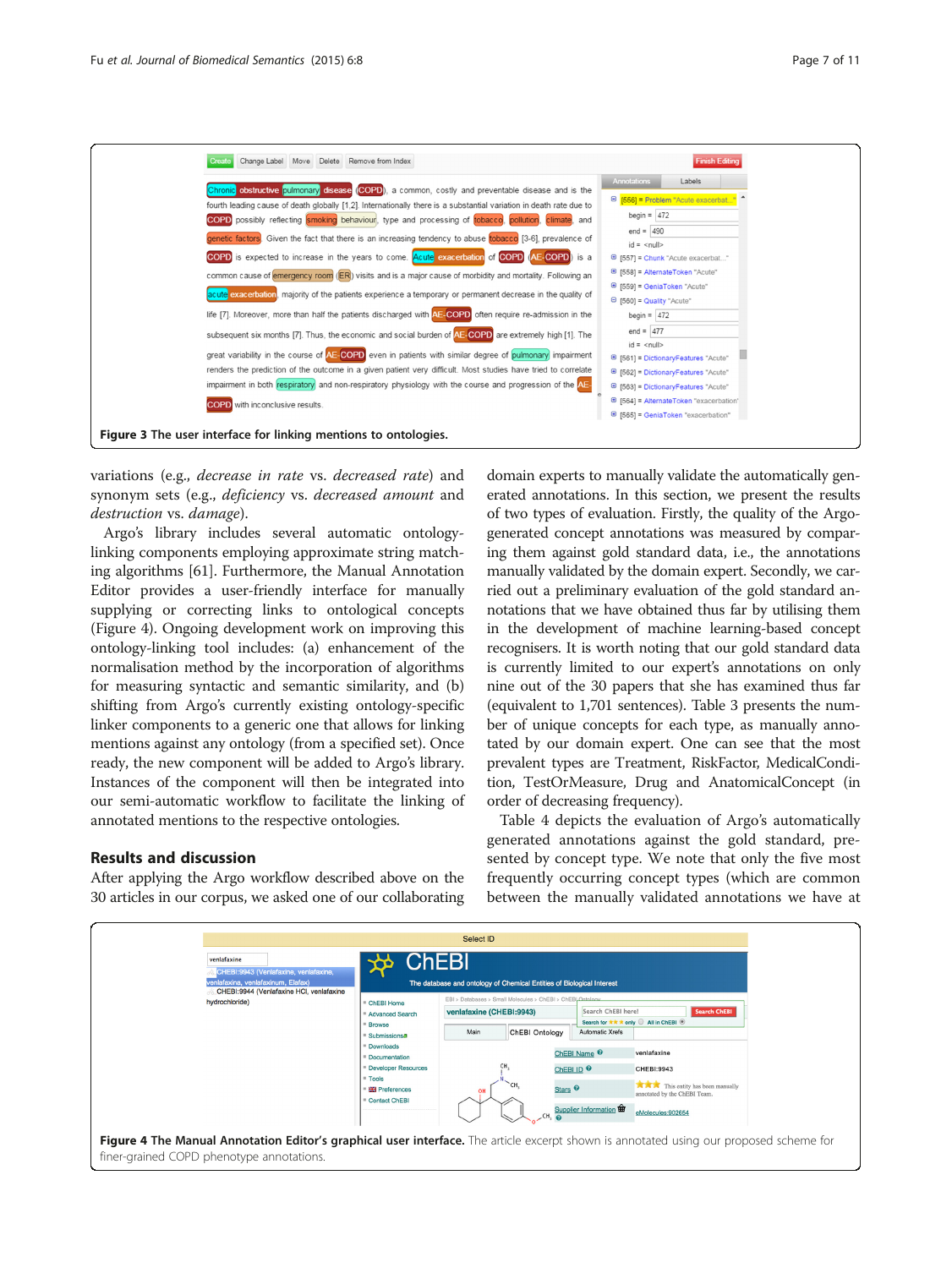Figure 3 The user interface for linking mentions to ontologies.

variations (e.g., *decrease in rate* vs. *decreased rate*) and synonym sets (e.g., *deficiency* vs. *decreased amount* and *destruction* vs. *damage*).

Argo's library includes several automatic ontology-linking components employing approximate string matching algorithms [61]. Furthermore, the Manual Annotation Editor provides a user-friendly interface for manually supplying or correcting links to ontological concepts (Figure 4). Ongoing development work on improving this ontology-linking tool includes: (a) enhancement of the normalisation method by the incorporation of algorithms for measuring syntactic and semantic similarity, and (b) shifting from Argo's currently existing ontology-specific linker components to a generic one that allows for linking mentions against any ontology (from a specified set). Once ready, the new component will be added to Argo's library. Instances of the component will then be integrated into our semi-automatic workflow to facilitate the linking of annotated mentions to the respective ontologies.

## Results and discussion

After applying the Argo workflow described above on the 30 articles in our corpus, we asked one of our collaborating domain experts to manually validate the automatically generated annotations. In this section, we present the results of two types of evaluation. Firstly, the quality of the Argo-generated concept annotations was measured by comparing them against gold standard data, i.e., the annotations manually validated by the domain expert. Secondly, we carried out a preliminary evaluation of the gold standard annotations that we have obtained thus far by utilising them in the development of machine learning-based concept recognisers. It is worth noting that our gold standard data is currently limited to our expert's annotations on only nine out of the 30 papers that she has examined thus far (equivalent to 1,701 sentences). Table 3 presents the number of unique concepts for each type, as manually annotated by our domain expert. One can see that the most prevalent types are Treatment, RiskFactor, MedicalCondition, TestOrMeasure, Drug and AnatomicalConcept (in order of decreasing frequency).

Table 4 depicts the evaluation of Argo's automatically generated annotations against the gold standard, presented by concept type. We note that only the five most frequently occurring concept types (which are common between the manually validated annotations we have at

**Figure 4 The Manual Annotation Editor's graphical user interface.** The article excerpt shown is annotated using our proposed scheme for finer-grained COPD phenotype annotations.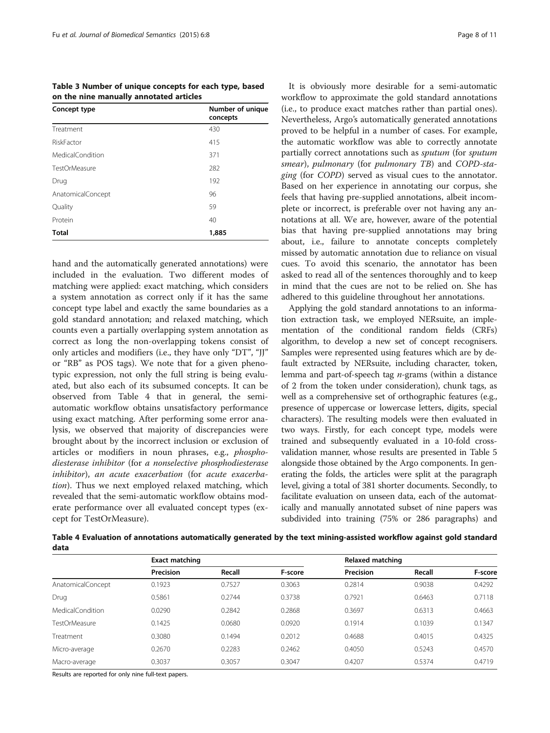**Table 3 Number of unique concepts for each type, based on the nine manually annotated articles**

| Concept type | Number of unique concepts |
|---|---|
| Treatment | 430 |
| RiskFactor | 415 |
| MedicalCondition | 371 |
| TestOrMeasure | 282 |
| Drug | 192 |
| AnatomicalConcept | 96 |
| Quality | 59 |
| Protein | 40 |
| **Total** | **1,885** |

hand and the automatically generated annotations) were included in the evaluation. Two different modes of matching were applied: exact matching, which considers a system annotation as correct only if it has the same concept type label and exactly the same boundaries as a gold standard annotation; and relaxed matching, which counts even a partially overlapping system annotation as correct as long the non-overlapping tokens consist of only articles and modifiers (i.e., they have only "DT", "JJ" or "RB" as POS tags). We note that for a given phenotypic expression, not only the full string is being evaluated, but also each of its subsumed concepts. It can be observed from Table 4 that in general, the semi-automatic workflow obtains unsatisfactory performance using exact matching. After performing some error analysis, we observed that majority of discrepancies were brought about by the incorrect inclusion or exclusion of articles or modifiers in noun phrases, e.g., *phosphodiesterase inhibitor* (for *a nonselective phosphodiesterase inhibitor*), *an acute exacerbation* (for *acute exacerbation*). Thus we next employed relaxed matching, which revealed that the semi-automatic workflow obtains moderate performance over all evaluated concept types (except for TestOrMeasure).

It is obviously more desirable for a semi-automatic workflow to approximate the gold standard annotations (i.e., to produce exact matches rather than partial ones). Nevertheless, Argo's automatically generated annotations proved to be helpful in a number of cases. For example, the automatic workflow was able to correctly annotate partially correct annotations such as *sputum* (for *sputum smear*), *pulmonary* (for *pulmonary TB*) and *COPD-staging* (for *COPD*) served as visual cues to the annotator. Based on her experience in annotating our corpus, she feels that having pre-supplied annotations, albeit incomplete or incorrect, is preferable over not having any annotations at all. We are, however, aware of the potential bias that having pre-supplied annotations may bring about, i.e., failure to annotate concepts completely missed by automatic annotation due to reliance on visual cues. To avoid this scenario, the annotator has been asked to read all of the sentences thoroughly and to keep in mind that the cues are not to be relied on. She has adhered to this guideline throughout her annotations.

Applying the gold standard annotations to an information extraction task, we employed NERsuite, an implementation of the conditional random fields (CRFs) algorithm, to develop a new set of concept recognisers. Samples were represented using features which are by default extracted by NERsuite, including character, token, lemma and part-of-speech tag *n*-grams (within a distance of 2 from the token under consideration), chunk tags, as well as a comprehensive set of orthographic features (e.g., presence of uppercase or lowercase letters, digits, special characters). The resulting models were then evaluated in two ways. Firstly, for each concept type, models were trained and subsequently evaluated in a 10-fold cross-validation manner, whose results are presented in Table 5 alongside those obtained by the Argo components. In generating the folds, the articles were split at the paragraph level, giving a total of 381 shorter documents. Secondly, to facilitate evaluation on unseen data, each of the automatically and manually annotated subset of nine papers was subdivided into training (75% or 286 paragraphs) and

**Table 4 Evaluation of annotations automatically generated by the text mining-assisted workflow against gold standard data**

| | Exact matching | | | Relaxed matching | | |
|---|---|---|---|---|---|---|
| | Precision | Recall | F-score | Precision | Recall | F-score |
| AnatomicalConcept | 0.1923 | 0.7527 | 0.3063 | 0.2814 | 0.9038 | 0.4292 |
| Drug | 0.5861 | 0.2744 | 0.3738 | 0.7921 | 0.6463 | 0.7118 |
| MedicalCondition | 0.0290 | 0.2842 | 0.2868 | 0.3697 | 0.6313 | 0.4663 |
| TestOrMeasure | 0.1425 | 0.0680 | 0.0920 | 0.1914 | 0.1039 | 0.1347 |
| Treatment | 0.3080 | 0.1494 | 0.2012 | 0.4688 | 0.4015 | 0.4325 |
| Micro-average | 0.2670 | 0.2283 | 0.2462 | 0.4050 | 0.5243 | 0.4570 |
| Macro-average | 0.3037 | 0.3057 | 0.3047 | 0.4207 | 0.5374 | 0.4719 |

Results are reported for only nine full-text papers.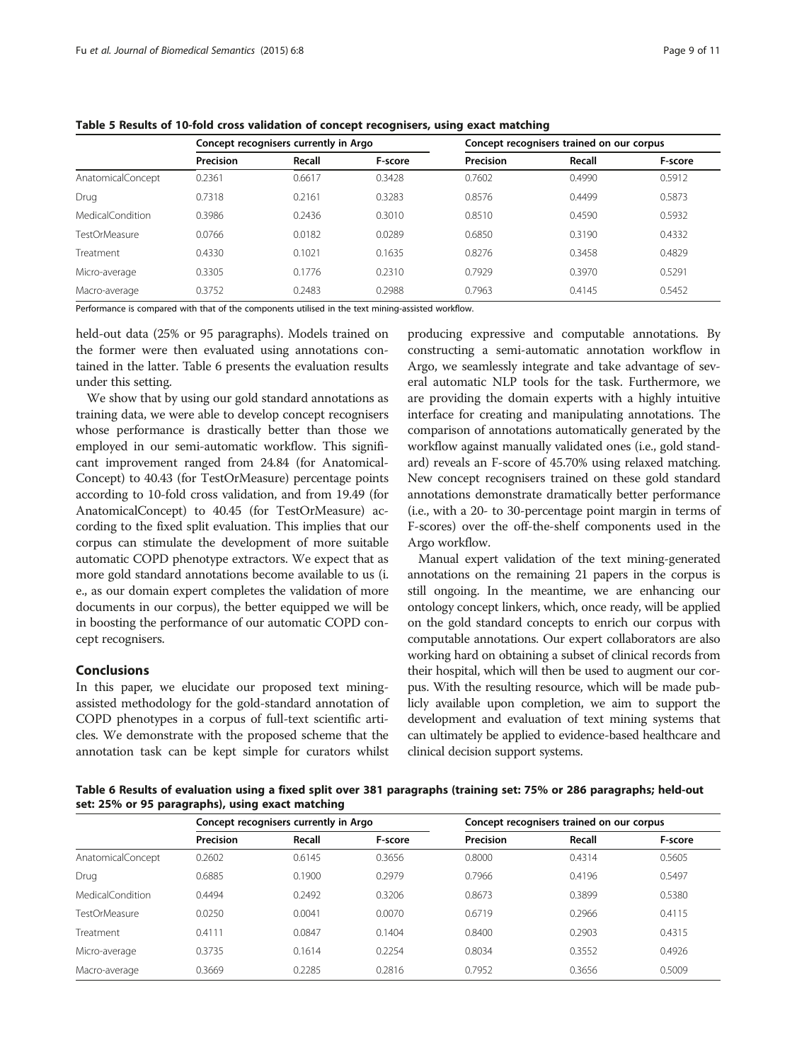**Table 5 Results of 10-fold cross validation of concept recognisers, using exact matching**

| | Concept recognisers currently in Argo | | | Concept recognisers trained on our corpus | | |
|---|---|---|---|---|---|---|
| | Precision | Recall | F-score | Precision | Recall | F-score |
| AnatomicalConcept | 0.2361 | 0.6617 | 0.3428 | 0.7602 | 0.4990 | 0.5912 |
| Drug | 0.7318 | 0.2161 | 0.3283 | 0.8576 | 0.4499 | 0.5873 |
| MedicalCondition | 0.3986 | 0.2436 | 0.3010 | 0.8510 | 0.4590 | 0.5932 |
| TestOrMeasure | 0.0766 | 0.0182 | 0.0289 | 0.6850 | 0.3190 | 0.4332 |
| Treatment | 0.4330 | 0.1021 | 0.1635 | 0.8276 | 0.3458 | 0.4829 |
| Micro-average | 0.3305 | 0.1776 | 0.2310 | 0.7929 | 0.3970 | 0.5291 |
| Macro-average | 0.3752 | 0.2483 | 0.2988 | 0.7963 | 0.4145 | 0.5452 |

Performance is compared with that of the components utilised in the text mining-assisted workflow.

held-out data (25% or 95 paragraphs). Models trained on the former were then evaluated using annotations contained in the latter. Table 6 presents the evaluation results under this setting.

We show that by using our gold standard annotations as training data, we were able to develop concept recognisers whose performance is drastically better than those we employed in our semi-automatic workflow. This significant improvement ranged from 24.84 (for AnatomicalConcept) to 40.43 (for TestOrMeasure) percentage points according to 10-fold cross validation, and from 19.49 (for AnatomicalConcept) to 40.45 (for TestOrMeasure) according to the fixed split evaluation. This implies that our corpus can stimulate the development of more suitable automatic COPD phenotype extractors. We expect that as more gold standard annotations become available to us (i.e., as our domain expert completes the validation of more documents in our corpus), the better equipped we will be in boosting the performance of our automatic COPD concept recognisers.

## Conclusions

In this paper, we elucidate our proposed text mining-assisted methodology for the gold-standard annotation of COPD phenotypes in a corpus of full-text scientific articles. We demonstrate with the proposed scheme that the annotation task can be kept simple for curators whilst producing expressive and computable annotations. By constructing a semi-automatic annotation workflow in Argo, we seamlessly integrate and take advantage of several automatic NLP tools for the task. Furthermore, we are providing the domain experts with a highly intuitive interface for creating and manipulating annotations. The comparison of annotations automatically generated by the workflow against manually validated ones (i.e., gold standard) reveals an F-score of 45.70% using relaxed matching. New concept recognisers trained on these gold standard annotations demonstrate dramatically better performance (i.e., with a 20- to 30-percentage point margin in terms of F-scores) over the off-the-shelf components used in the Argo workflow.

Manual expert validation of the text mining-generated annotations on the remaining 21 papers in the corpus is still ongoing. In the meantime, we are enhancing our ontology concept linkers, which, once ready, will be applied on the gold standard concepts to enrich our corpus with computable annotations. Our expert collaborators are also working hard on obtaining a subset of clinical records from their hospital, which will then be used to augment our corpus. With the resulting resource, which will be made publicly available upon completion, we aim to support the development and evaluation of text mining systems that can ultimately be applied to evidence-based healthcare and clinical decision support systems.

**Table 6 Results of evaluation using a fixed split over 381 paragraphs (training set: 75% or 286 paragraphs; held-out set: 25% or 95 paragraphs), using exact matching**

| | Concept recognisers currently in Argo | | | Concept recognisers trained on our corpus | | |
|---|---|---|---|---|---|---|
| | Precision | Recall | F-score | Precision | Recall | F-score |
| AnatomicalConcept | 0.2602 | 0.6145 | 0.3656 | 0.8000 | 0.4314 | 0.5605 |
| Drug | 0.6885 | 0.1900 | 0.2979 | 0.7966 | 0.4196 | 0.5497 |
| MedicalCondition | 0.4494 | 0.2492 | 0.3206 | 0.8673 | 0.3899 | 0.5380 |
| TestOrMeasure | 0.0250 | 0.0041 | 0.0070 | 0.6719 | 0.2966 | 0.4115 |
| Treatment | 0.4111 | 0.0847 | 0.1404 | 0.8400 | 0.2903 | 0.4315 |
| Micro-average | 0.3735 | 0.1614 | 0.2254 | 0.8034 | 0.3552 | 0.4926 |
| Macro-average | 0.3669 | 0.2285 | 0.2816 | 0.7952 | 0.3656 | 0.5009 |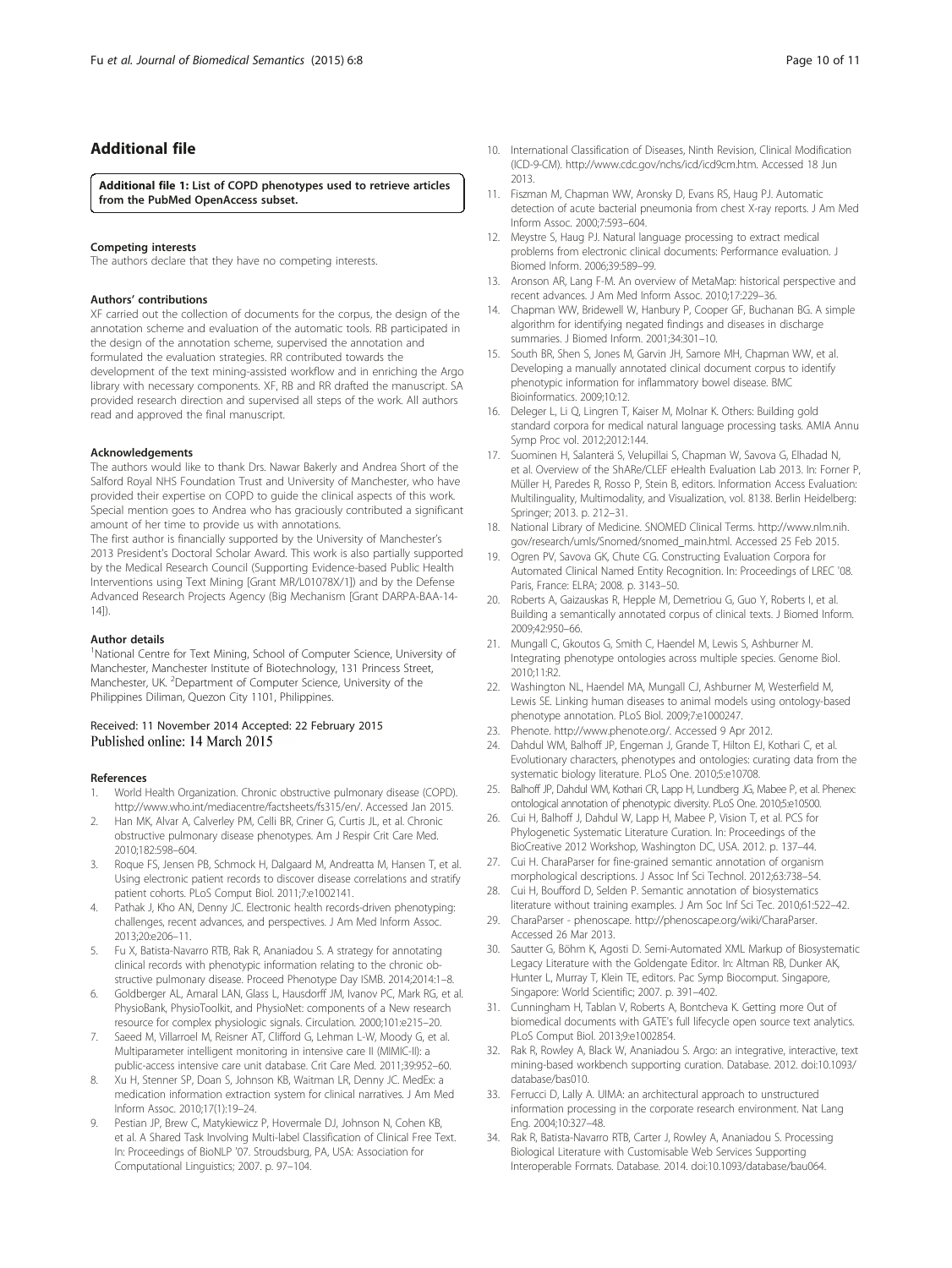## Additional file

**Additional file 1: List of COPD phenotypes used to retrieve articles from the PubMed OpenAccess subset.**

#### Competing interests

The authors declare that they have no competing interests.

#### Authors' contributions

XF carried out the collection of documents for the corpus, the design of the annotation scheme and evaluation of the automatic tools. RB participated in the design of the annotation scheme, supervised the annotation and formulated the evaluation strategies. RR contributed towards the development of the text mining-assisted workflow and in enriching the Argo library with necessary components. XF, RB and RR drafted the manuscript. SA provided research direction and supervised all steps of the work. All authors read and approved the final manuscript.

#### Acknowledgements

The authors would like to thank Drs. Nawar Bakerly and Andrea Short of the Salford Royal NHS Foundation Trust and University of Manchester, who have provided their expertise on COPD to guide the clinical aspects of this work. Special mention goes to Andrea who has graciously contributed a significant amount of her time to provide us with annotations.

The first author is financially supported by the University of Manchester's 2013 President's Doctoral Scholar Award. This work is also partially supported by the Medical Research Council (Supporting Evidence-based Public Health Interventions using Text Mining [Grant MR/L01078X/1]) and by the Defense Advanced Research Projects Agency (Big Mechanism [Grant DARPA-BAA-14-14]).

#### Author details

[1]National Centre for Text Mining, School of Computer Science, University of Manchester, Manchester Institute of Biotechnology, 131 Princess Street, Manchester, UK. [2]Department of Computer Science, University of the Philippines Diliman, Quezon City 1101, Philippines.

Received: 11 November 2014 Accepted: 22 February 2015
Published online: 14 March 2015

#### References

1. World Health Organization. Chronic obstructive pulmonary disease (COPD). http://www.who.int/mediacentre/factsheets/fs315/en/. Accessed Jan 2015.
2. Han MK, Alvar A, Calverley PM, Celli BR, Criner G, Curtis JL, et al. Chronic obstructive pulmonary disease phenotypes. Am J Respir Crit Care Med. 2010;182:598–604.
3. Roque FS, Jensen PB, Schmock H, Dalgaard M, Andreatta M, Hansen T, et al. Using electronic patient records to discover disease correlations and stratify patient cohorts. PLoS Comput Biol. 2011;7:e1002141.
4. Pathak J, Kho AN, Denny JC. Electronic health records-driven phenotyping: challenges, recent advances, and perspectives. J Am Med Inform Assoc. 2013;20:e206–11.
5. Fu X, Batista-Navarro RTB, Rak R, Ananiadou S. A strategy for annotating clinical records with phenotypic information relating to the chronic obstructive pulmonary disease. Proceed Phenotype Day ISMB. 2014;2014:1–8.
6. Goldberger AL, Amaral LAN, Glass L, Hausdorff JM, Ivanov PC, Mark RG, et al. PhysioBank, PhysioToolkit, and PhysioNet: components of a New research resource for complex physiologic signals. Circulation. 2000;101:e215–20.
7. Saeed M, Villarroel M, Reisner AT, Clifford G, Lehman L-W, Moody G, et al. Multiparameter intelligent monitoring in intensive care II (MIMIC-II): a public-access intensive care unit database. Crit Care Med. 2011;39:952–60.
8. Xu H, Stenner SP, Doan S, Johnson KB, Waitman LR, Denny JC. MedEx: a medication information extraction system for clinical narratives. J Am Med Inform Assoc. 2010;17(1):19–24.
9. Pestian JP, Brew C, Matykiewicz P, Hovermale DJ, Johnson N, Cohen KB, et al. A Shared Task Involving Multi-label Classification of Clinical Free Text. In: Proceedings of BioNLP '07. Stroudsburg, PA, USA: Association for Computational Linguistics; 2007. p. 97–104.
10. International Classification of Diseases, Ninth Revision, Clinical Modification (ICD-9-CM). http://www.cdc.gov/nchs/icd/icd9cm.htm. Accessed 18 Jun 2013.
11. Fiszman M, Chapman WW, Aronsky D, Evans RS, Haug PJ. Automatic detection of acute bacterial pneumonia from chest X-ray reports. J Am Med Inform Assoc. 2000;7:593–604.
12. Meystre S, Haug PJ. Natural language processing to extract medical problems from electronic clinical documents: Performance evaluation. J Biomed Inform. 2006;39:589–99.
13. Aronson AR, Lang F-M. An overview of MetaMap: historical perspective and recent advances. J Am Med Inform Assoc. 2010;17:229–36.
14. Chapman WW, Bridewell W, Hanbury P, Cooper GF, Buchanan BG. A simple algorithm for identifying negated findings and diseases in discharge summaries. J Biomed Inform. 2001;34:301–10.
15. South BR, Shen S, Jones M, Garvin JH, Samore MH, Chapman WW, et al. Developing a manually annotated clinical document corpus to identify phenotypic information for inflammatory bowel disease. BMC Bioinformatics. 2009;10:12.
16. Deleger L, Li Q, Lingren T, Kaiser M, Molnar K. Others: Building gold standard corpora for medical natural language processing tasks. AMIA Annu Symp Proc vol. 2012;2012:144.
17. Suominen H, Salanterä S, Velupillai S, Chapman WW, Savova G, Elhadad N, et al. Overview of the ShARe/CLEF eHealth Evaluation Lab 2013. In: Forner P, Müller H, Paredes R, Rosso P, Stein B, editors. Information Access Evaluation: Multilinguality, Multimodality, and Visualization, vol. 8138. Berlin Heidelberg: Springer; 2013. p. 212–31.
18. National Library of Medicine. SNOMED Clinical Terms. http://www.nlm.nih.gov/research/umls/Snomed/snomed_main.html. Accessed 25 Feb 2015.
19. Ogren PV, Savova GK, Chute CG. Constructing Evaluation Corpora for Automated Clinical Named Entity Recognition. In: Proceedings of LREC '08. Paris, France: ELRA; 2008. p. 3143–50.
20. Roberts A, Gaizauskas R, Hepple M, Demetriou G, Guo Y, Roberts I, et al. Building a semantically annotated corpus of clinical texts. J Biomed Inform. 2009;42:950–66.
21. Mungall C, Gkoutos G, Smith C, Haendel M, Lewis S, Ashburner M. Integrating phenotype ontologies across multiple species. Genome Biol. 2010;11:R2.
22. Washington NL, Haendel MA, Mungall CJ, Ashburner M, Westerfield M, Lewis SE. Linking human diseases to animal models using ontology-based phenotype annotation. PLoS Biol. 2009;7:e1000247.
23. Phenote. http://www.phenote.org/. Accessed 9 Apr 2012.
24. Dahdul WM, Balhoff JP, Engeman J, Grande T, Hilton EJ, Kothari C, et al. Evolutionary characters, phenotypes and ontologies: curating data from the systematic biology literature. PLoS One. 2010;5:e10708.
25. Balhoff JP, Dahdul WM, Kothari CR, Lapp H, Lundberg JG, Mabee P, et al. Phenex: ontological annotation of phenotypic diversity. PLoS One. 2010;5:e10500.
26. Cui H, Balhoff J, Dahdul W, Lapp H, Mabee P, Vision T, et al. PCS for Phylogenetic Systematic Literature Curation. In: Proceedings of the BioCreative 2012 Workshop, Washington DC, USA. 2012. p. 137–44.
27. Cui H. CharaParser for fine-grained semantic annotation of organism morphological descriptions. J Assoc Inf Sci Technol. 2012;63:738–54.
28. Cui H, Boufford D, Selden P. Semantic annotation of biosystematics literature without training examples. J Am Soc Inf Sci Tec. 2010;61:522–42.
29. CharaParser - phenoscape. http://phenoscape.org/wiki/CharaParser. Accessed 26 Mar 2013.
30. Sautter G, Böhm K, Agosti D. Semi-Automated XML Markup of Biosystematic Legacy Literature with the Goldengate Editor. In: Altman RB, Dunker AK, Hunter L, Murray T, Klein TE, editors. Pac Symp Biocomput. Singapore, Singapore: World Scientific; 2007. p. 391–402.
31. Cunningham H, Tablan V, Roberts A, Bontcheva K. Getting more Out of biomedical documents with GATE's full lifecycle open source text analytics. PLoS Comput Biol. 2013;9:e1002854.
32. Rak R, Rowley A, Black W, Ananiadou S. Argo: an integrative, interactive, text mining-based workbench supporting curation. Database. 2012. doi:10.1093/database/bas010.
33. Ferrucci D, Lally A. UIMA: an architectural approach to unstructured information processing in the corporate research environment. Nat Lang Eng. 2004;10:327–48.
34. Rak R, Batista-Navarro RTB, Carter J, Rowley A, Ananiadou S. Processing Biological Literature with Customisable Web Services Supporting Interoperable Formats. Database. 2014. doi:10.1093/database/bau064.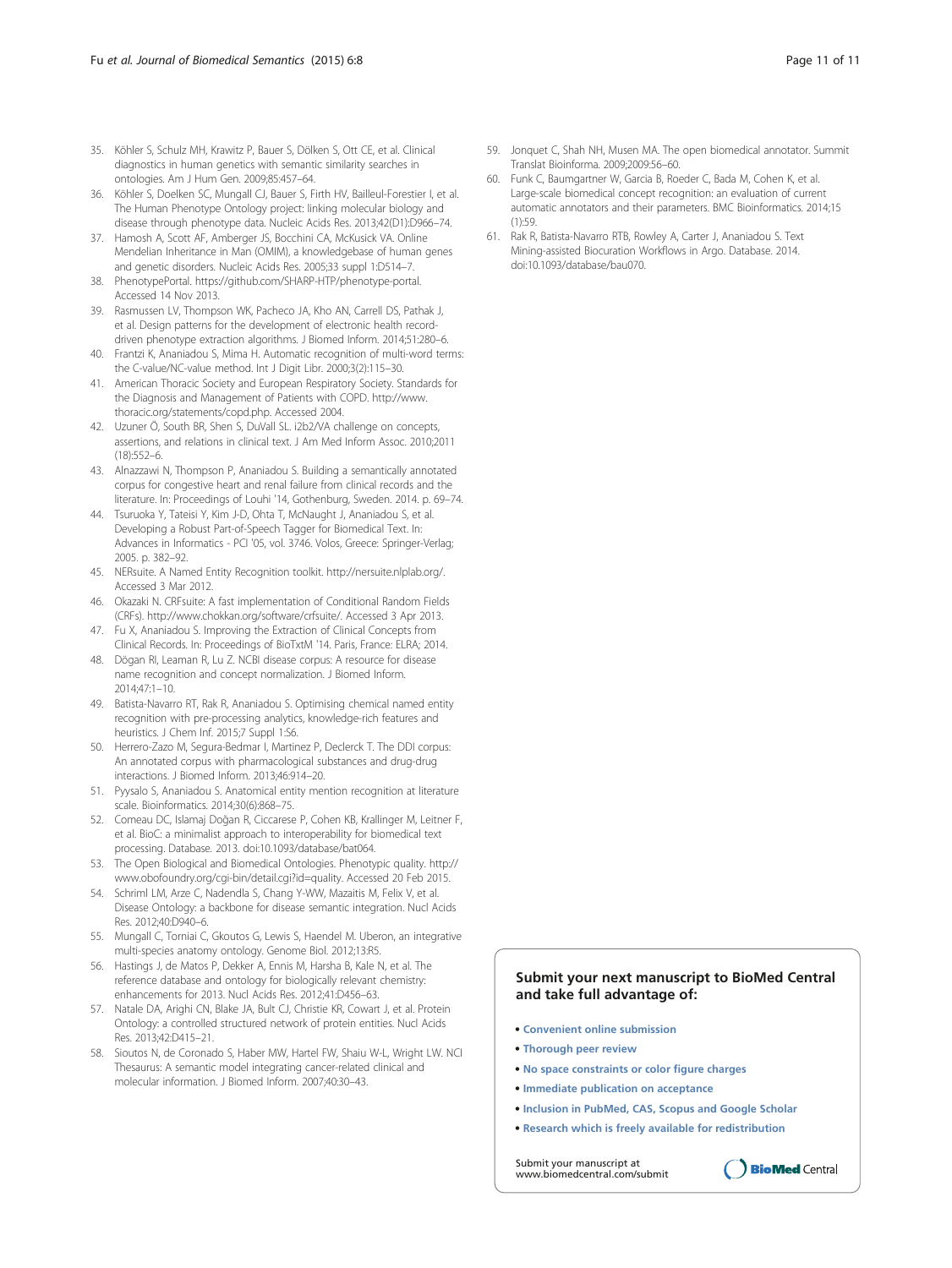35. Köhler S, Schulz MH, Krawitz P, Bauer S, Dölken S, Ott CE, et al. Clinical diagnostics in human genetics with semantic similarity searches in ontologies. Am J Hum Gen. 2009;85:457–64.
36. Köhler S, Doelken SC, Mungall CJ, Bauer S, Firth HV, Bailleul-Forestier I, et al. The Human Phenotype Ontology project: linking molecular biology and disease through phenotype data. Nucleic Acids Res. 2013;42(D1):D966–74.
37. Hamosh A, Scott AF, Amberger JS, Bocchini CA, McKusick VA. Online Mendelian Inheritance in Man (OMIM), a knowledgebase of human genes and genetic disorders. Nucleic Acids Res. 2005;33 suppl 1:D514–7.
38. PhenotypePortal. https://github.com/SHARP-HTP/phenotype-portal. Accessed 14 Nov 2013.
39. Rasmussen LV, Thompson WK, Pacheco JA, Kho AN, Carrell DS, Pathak J, et al. Design patterns for the development of electronic health record-driven phenotype extraction algorithms. J Biomed Inform. 2014;51:280–6.
40. Frantzi K, Ananiadou S, Mima H. Automatic recognition of multi-word terms: the C-value/NC-value method. Int J Digit Libr. 2000;3(2):115–30.
41. American Thoracic Society and European Respiratory Society. Standards for the Diagnosis and Management of Patients with COPD. http://www.thoracic.org/statements/copd.php. Accessed 2004.
42. Uzuner Ö, South BR, Shen S, DuVall SL. i2b2/VA challenge on concepts, assertions, and relations in clinical text. J Am Med Inform Assoc. 2010;2011 (18):552–6.
43. Alnazzawi N, Thompson P, Ananiadou S. Building a semantically annotated corpus for congestive heart and renal failure from clinical records and the literature. In: Proceedings of Louhi '14, Gothenburg, Sweden. 2014. p. 69–74.
44. Tsuruoka Y, Tateisi Y, Kim J-D, Ohta T, McNaught J, Ananiadou S, et al. Developing a Robust Part-of-Speech Tagger for Biomedical Text. In: Advances in Informatics - PCI '05, vol. 3746. Volos, Greece: Springer-Verlag; 2005. p. 382–92.
45. NERsuite. A Named Entity Recognition toolkit. http://nersuite.nlplab.org/. Accessed 3 Mar 2012.
46. Okazaki N. CRFsuite: A fast implementation of Conditional Random Fields (CRFs). http://www.chokkan.org/software/crfsuite/. Accessed 3 Apr 2013.
47. Fu X, Ananiadou S. Improving the Extraction of Clinical Concepts from Clinical Records. In: Proceedings of BioTxtM '14. Paris, France: ELRA; 2014.
48. Dögan RI, Leaman R, Lu Z. NCBI disease corpus: A resource for disease name recognition and concept normalization. J Biomed Inform. 2014;47:1–10.
49. Batista-Navarro RT, Rak R, Ananiadou S. Optimising chemical named entity recognition with pre-processing analytics, knowledge-rich features and heuristics. J Chem Inf. 2015;7 Suppl 1:S6.
50. Herrero-Zazo M, Segura-Bedmar I, Martinez P, Declerck T. The DDI corpus: An annotated corpus with pharmacological substances and drug-drug interactions. J Biomed Inform. 2013;46:914–20.
51. Pyysalo S, Ananiadou S. Anatomical entity mention recognition at literature scale. Bioinformatics. 2014;30(6):868–75.
52. Comeau DC, Islamaj Doğan R, Ciccarese P, Cohen KB, Krallinger M, Leitner F, et al. BioC: a minimalist approach to interoperability for biomedical text processing. Database. 2013. doi:10.1093/database/bat064.
53. The Open Biological and Biomedical Ontologies. Phenotypic quality. http://www.obofoundry.org/cgi-bin/detail.cgi?id=quality. Accessed 20 Feb 2015.
54. Schriml LM, Arze C, Nadendla S, Chang Y-WW, Mazaitis M, Felix V, et al. Disease Ontology: a backbone for disease semantic integration. Nucl Acids Res. 2012;40:D940–6.
55. Mungall C, Torniai C, Gkoutos G, Lewis S, Haendel M. Uberon, an integrative multi-species anatomy ontology. Genome Biol. 2012;13:R5.
56. Hastings J, de Matos P, Dekker A, Ennis M, Harsha B, Kale N, et al. The reference database and ontology for biologically relevant chemistry: enhancements for 2013. Nucl Acids Res. 2012;41:D456–63.
57. Natale DA, Arighi CN, Blake JA, Bult CJ, Christie KR, Cowart J, et al. Protein Ontology: a controlled structured network of protein entities. Nucl Acids Res. 2013;42:D415–21.
58. Sioutos N, de Coronado S, Haber MW, Hartel FW, Shaiu W-L, Wright LW. NCI Thesaurus: A semantic model integrating cancer-related clinical and molecular information. J Biomed Inform. 2007;40:30–43.
59. Jonquet C, Shah NH, Musen MA. The open biomedical annotator. Summit Translat Bioinforma. 2009;2009:56–60.
60. Funk C, Baumgartner W, Garcia B, Roeder C, Bada M, Cohen K, et al. Large-scale biomedical concept recognition: an evaluation of current automatic annotators and their parameters. BMC Bioinformatics. 2014;15 (1):59.
61. Rak R, Batista-Navarro RTB, Rowley A, Carter J, Ananiadou S. Text Mining-assisted Biocuration Workflows in Argo. Database. 2014. doi:10.1093/database/bau070.

**Submit your next manuscript to BioMed Central and take full advantage of:**

- **Convenient online submission**
- **Thorough peer review**
- **No space constraints or color figure charges**
- **Immediate publication on acceptance**
- **Inclusion in PubMed, CAS, Scopus and Google Scholar**
- **Research which is freely available for redistribution**

Submit your manuscript at www.biomedcentral.com/submit

BioMed Central